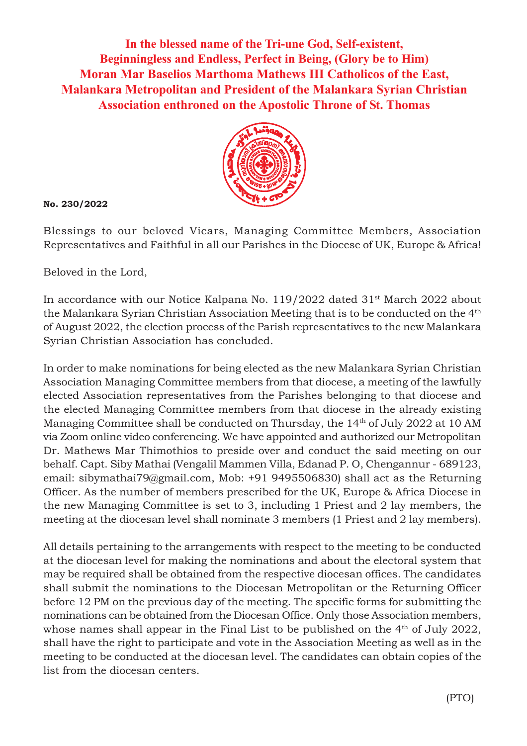**In the blessed name of the Tri-une God, Self-existent, Beginningless and Endless, Perfect in Being, (Glory be to Him) Moran Mar Baselios Marthoma Mathews III Catholicos of the East, Malankara Metropolitan and President of the Malankara Syrian Christian Association enthroned on the Apostolic Throne of St. Thomas**

**No. 230/2022**

Blessings to our beloved Vicars, Managing Committee Members, Association Representatives and Faithful in all our Parishes in the Diocese of UK, Europe & Africa!

Beloved in the Lord,

In accordance with our Notice Kalpana No. 119/2022 dated 31st March 2022 about the Malankara Syrian Christian Association Meeting that is to be conducted on the 4th of August 2022, the election process of the Parish representatives to the new Malankara Syrian Christian Association has concluded.

In order to make nominations for being elected as the new Malankara Syrian Christian Association Managing Committee members from that diocese, a meeting of the lawfully elected Association representatives from the Parishes belonging to that diocese and the elected Managing Committee members from that diocese in the already existing Managing Committee shall be conducted on Thursday, the 14th of July 2022 at 10 AM via Zoom online video conferencing. We have appointed and authorized our Metropolitan Dr. Mathews Mar Thimothios to preside over and conduct the said meeting on our behalf. Capt. Siby Mathai (Vengalil Mammen Villa, Edanad P. O, Chengannur - 689123, email: sibymathai79@gmail.com, Mob: +91 9495506830) shall act as the Returning Officer. As the number of members prescribed for the UK, Europe & Africa Diocese in the new Managing Committee is set to 3, including 1 Priest and 2 lay members, the meeting at the diocesan level shall nominate 3 members (1 Priest and 2 lay members).

All details pertaining to the arrangements with respect to the meeting to be conducted at the diocesan level for making the nominations and about the electoral system that may be required shall be obtained from the respective diocesan offices. The candidates shall submit the nominations to the Diocesan Metropolitan or the Returning Officer before 12 PM on the previous day of the meeting. The specific forms for submitting the nominations can be obtained from the Diocesan Office. Only those Association members, whose names shall appear in the Final List to be published on the 4th of July 2022, shall have the right to participate and vote in the Association Meeting as well as in the meeting to be conducted at the diocesan level. The candidates can obtain copies of the list from the diocesan centers.

(PTO)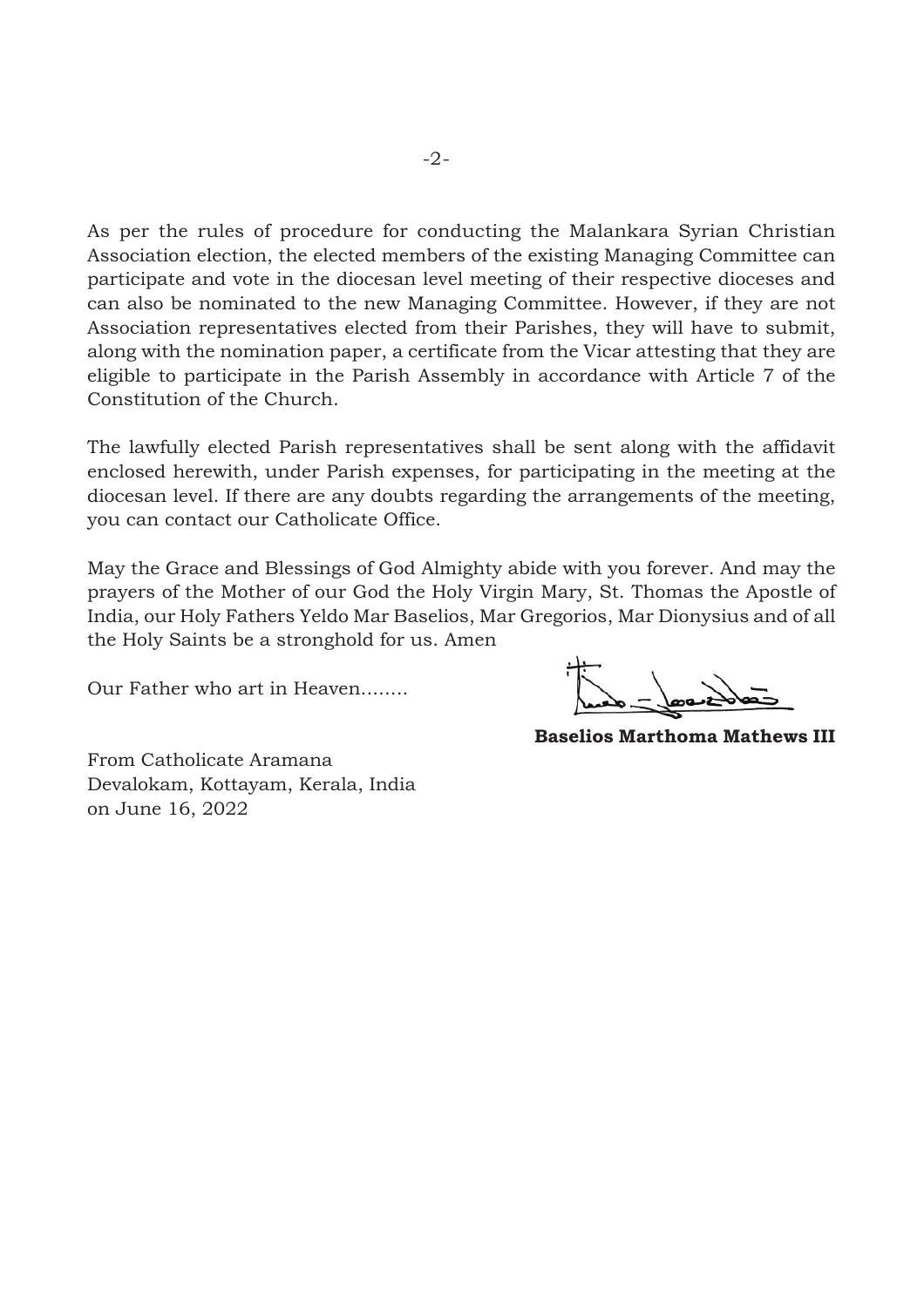As per the rules of procedure for conducting the Malankara Syrian Christian Association election, the elected members of the existing Managing Committee can participate and vote in the diocesan level meeting of their respective dioceses and can also be nominated to the new Managing Committee. However, if they are not Association representatives elected from their Parishes, they will have to submit, along with the nomination paper, a certificate from the Vicar attesting that they are eligible to participate in the Parish Assembly in accordance with Article 7 of the Constitution of the Church.

The lawfully elected Parish representatives shall be sent along with the affidavit enclosed herewith, under Parish expenses, for participating in the meeting at the diocesan level. If there are any doubts regarding the arrangements of the meeting, you can contact our Catholicate Office.

May the Grace and Blessings of God Almighty abide with you forever. And may the prayers of the Mother of our God the Holy Virgin Mary, St. Thomas the Apostle of India, our Holy Fathers Yeldo Mar Baselios, Mar Gregorios, Mar Dionysius and of all the Holy Saints be a stronghold for us. Amen

Our Father who art in Heaven........

**Baselios Marthoma Mathews III**

From Catholicate Aramana
Devalokam, Kottayam, Kerala, India
on June 16, 2022